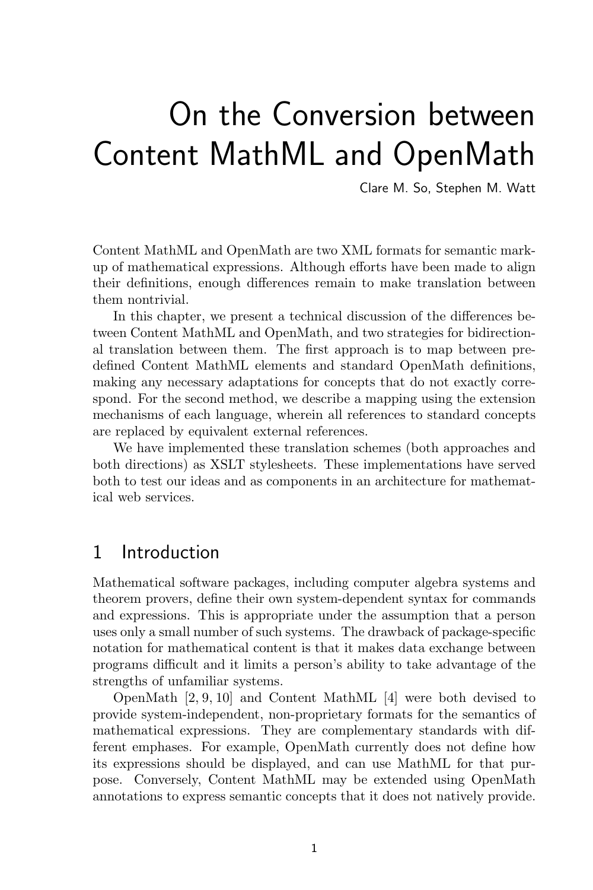# On the Conversion between Content MathML and OpenMath

Clare M. So, Stephen M. Watt

Content MathML and OpenMath are two XML formats for semantic markup of mathematical expressions. Although efforts have been made to align their definitions, enough differences remain to make translation between them nontrivial.

In this chapter, we present a technical discussion of the differences between Content MathML and OpenMath, and two strategies for bidirectional translation between them. The first approach is to map between predefined Content MathML elements and standard OpenMath definitions, making any necessary adaptations for concepts that do not exactly correspond. For the second method, we describe a mapping using the extension mechanisms of each language, wherein all references to standard concepts are replaced by equivalent external references.

We have implemented these translation schemes (both approaches and both directions) as XSLT stylesheets. These implementations have served both to test our ideas and as components in an architecture for mathematical web services.

## 1 Introduction

Mathematical software packages, including computer algebra systems and theorem provers, define their own system-dependent syntax for commands and expressions. This is appropriate under the assumption that a person uses only a small number of such systems. The drawback of package-specific notation for mathematical content is that it makes data exchange between programs difficult and it limits a person's ability to take advantage of the strengths of unfamiliar systems.

OpenMath [2, 9, 10] and Content MathML [4] were both devised to provide system-independent, non-proprietary formats for the semantics of mathematical expressions. They are complementary standards with different emphases. For example, OpenMath currently does not define how its expressions should be displayed, and can use MathML for that purpose. Conversely, Content MathML may be extended using OpenMath annotations to express semantic concepts that it does not natively provide.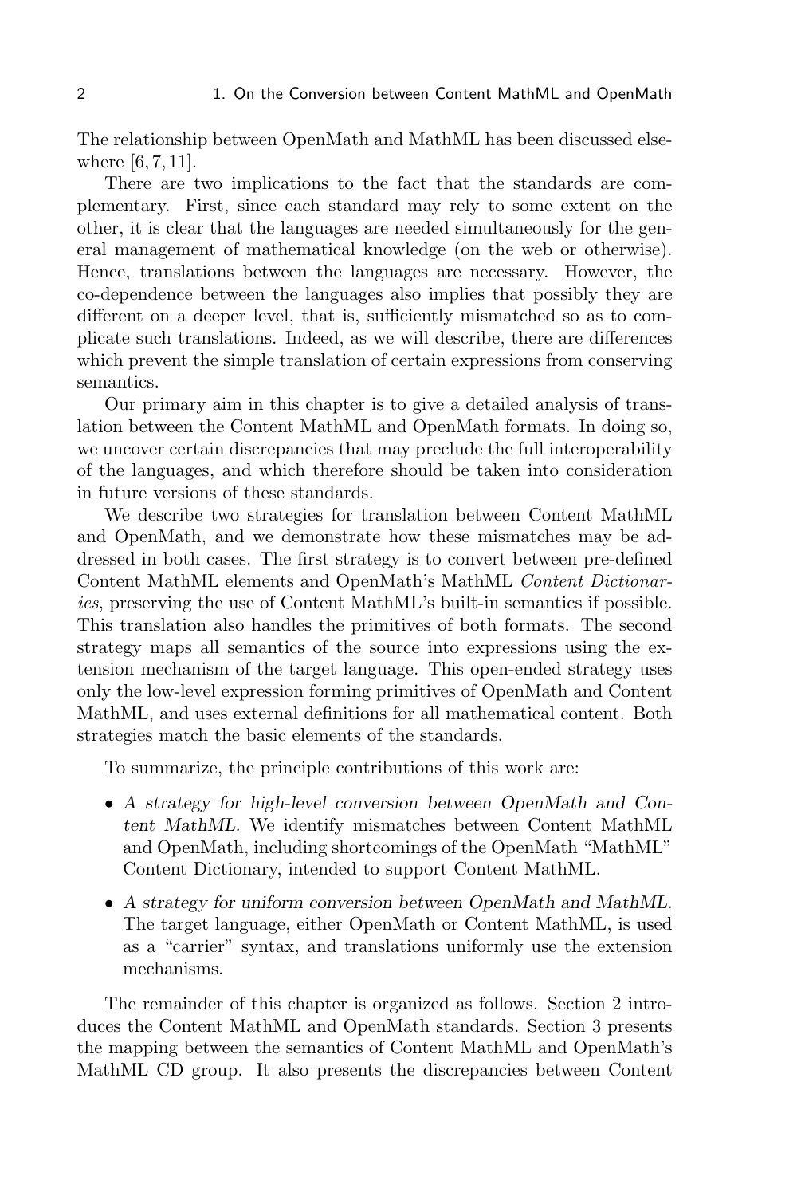The relationship between OpenMath and MathML has been discussed elsewhere [6, 7, 11].

There are two implications to the fact that the standards are complementary. First, since each standard may rely to some extent on the other, it is clear that the languages are needed simultaneously for the general management of mathematical knowledge (on the web or otherwise). Hence, translations between the languages are necessary. However, the co-dependence between the languages also implies that possibly they are different on a deeper level, that is, sufficiently mismatched so as to complicate such translations. Indeed, as we will describe, there are differences which prevent the simple translation of certain expressions from conserving semantics.

Our primary aim in this chapter is to give a detailed analysis of translation between the Content MathML and OpenMath formats. In doing so, we uncover certain discrepancies that may preclude the full interoperability of the languages, and which therefore should be taken into consideration in future versions of these standards.

We describe two strategies for translation between Content MathML and OpenMath, and we demonstrate how these mismatches may be addressed in both cases. The first strategy is to convert between pre-defined Content MathML elements and OpenMath's MathML *Content Dictionaries*, preserving the use of Content MathML's built-in semantics if possible. This translation also handles the primitives of both formats. The second strategy maps all semantics of the source into expressions using the extension mechanism of the target language. This open-ended strategy uses only the low-level expression forming primitives of OpenMath and Content MathML, and uses external definitions for all mathematical content. Both strategies match the basic elements of the standards.

To summarize, the principle contributions of this work are:

- *A strategy for high-level conversion between OpenMath and Content MathML.* We identify mismatches between Content MathML and OpenMath, including shortcomings of the OpenMath "MathML" Content Dictionary, intended to support Content MathML.
- *A strategy for uniform conversion between OpenMath and MathML.* The target language, either OpenMath or Content MathML, is used as a "carrier" syntax, and translations uniformly use the extension mechanisms.

The remainder of this chapter is organized as follows. Section 2 introduces the Content MathML and OpenMath standards. Section 3 presents the mapping between the semantics of Content MathML and OpenMath's MathML CD group. It also presents the discrepancies between Content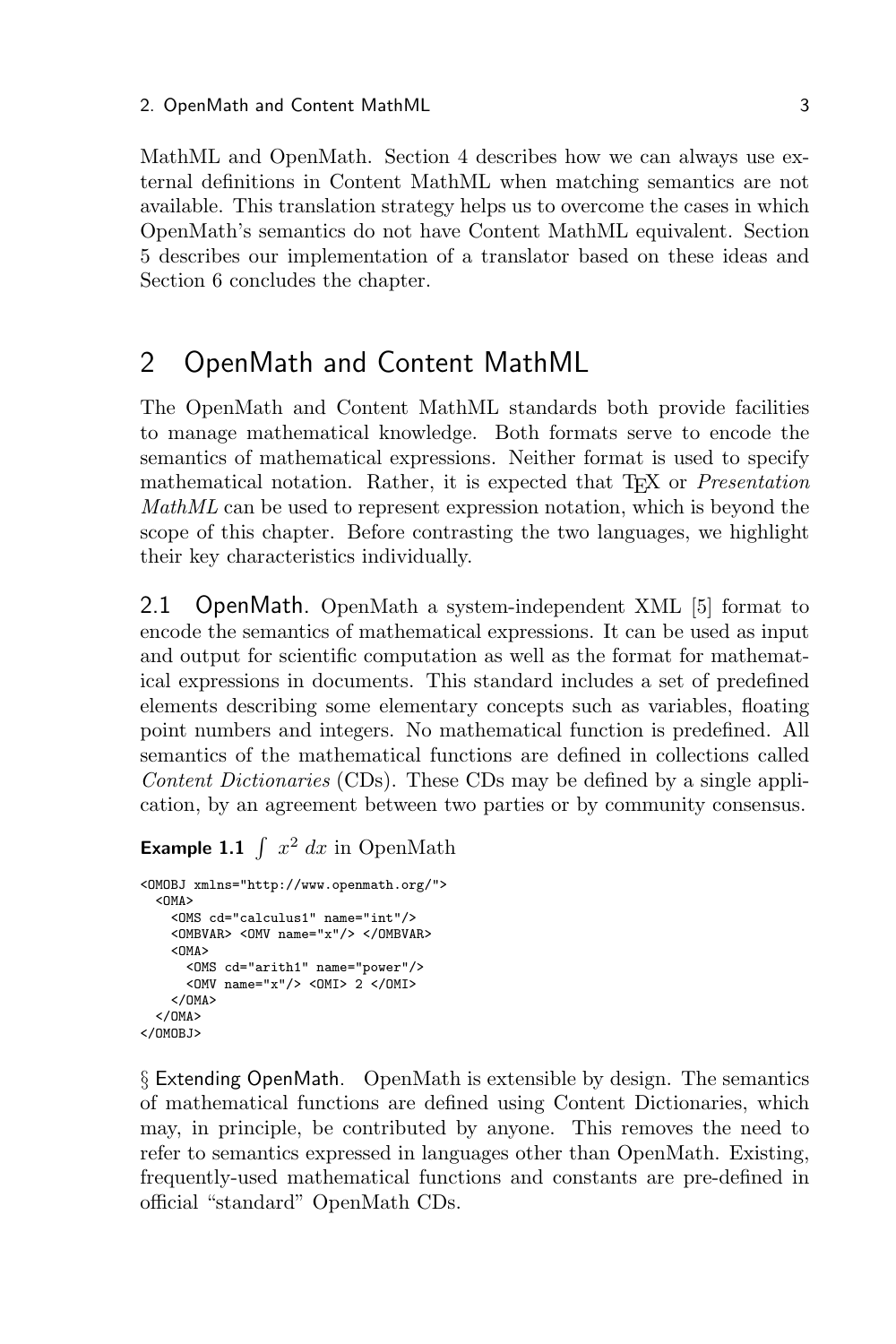MathML and OpenMath. Section 4 describes how we can always use external definitions in Content MathML when matching semantics are not available. This translation strategy helps us to overcome the cases in which OpenMath's semantics do not have Content MathML equivalent. Section 5 describes our implementation of a translator based on these ideas and Section 6 concludes the chapter.

## 2 OpenMath and Content MathML

The OpenMath and Content MathML standards both provide facilities to manage mathematical knowledge. Both formats serve to encode the semantics of mathematical expressions. Neither format is used to specify mathematical notation. Rather, it is expected that TEX or *Presentation MathML* can be used to represent expression notation, which is beyond the scope of this chapter. Before contrasting the two languages, we highlight their key characteristics individually.

**2.1 OpenMath.** OpenMath a system-independent XML [5] format to encode the semantics of mathematical expressions. It can be used as input and output for scientific computation as well as the format for mathematical expressions in documents. This standard includes a set of predefined elements describing some elementary concepts such as variables, floating point numbers and integers. No mathematical function is predefined. All semantics of the mathematical functions are defined in collections called *Content Dictionaries* (CDs). These CDs may be defined by a single application, by an agreement between two parties or by community consensus.

**Example 1.1** $\int x^2 \, dx$ in OpenMath

```
<OMOBJ xmlns="http://www.openmath.org/">
  <OMA>
    <OMS cd="calculus1" name="int"/>
    <OMBVAR> <OMV name="x"/> </OMBVAR>
    <OMA>
      <OMS cd="arith1" name="power"/>
      <OMV name="x"/> <OMI> 2 </OMI>
    </OMA>
  </OMA>
</OMOBJ>
```

§ Extending OpenMath. OpenMath is extensible by design. The semantics of mathematical functions are defined using Content Dictionaries, which may, in principle, be contributed by anyone. This removes the need to refer to semantics expressed in languages other than OpenMath. Existing, frequently-used mathematical functions and constants are pre-defined in official "standard" OpenMath CDs.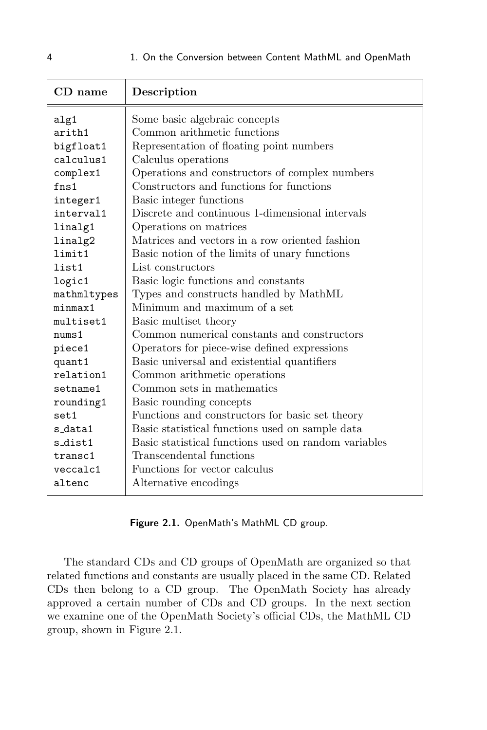| CD name | Description |
|---|---|
| `alg1` | Some basic algebraic concepts |
| `arith1` | Common arithmetic functions |
| `bigfloat1` | Representation of floating point numbers |
| `calculus1` | Calculus operations |
| `complex1` | Operations and constructors of complex numbers |
| `fns1` | Constructors and functions for functions |
| `integer1` | Basic integer functions |
| `interval1` | Discrete and continuous 1-dimensional intervals |
| `linalg1` | Operations on matrices |
| `linalg2` | Matrices and vectors in a row oriented fashion |
| `limit1` | Basic notion of the limits of unary functions |
| `list1` | List constructors |
| `logic1` | Basic logic functions and constants |
| `mathmltypes` | Types and constructs handled by MathML |
| `minmax1` | Minimum and maximum of a set |
| `multiset1` | Basic multiset theory |
| `nums1` | Common numerical constants and constructors |
| `piece1` | Operators for piece-wise defined expressions |
| `quant1` | Basic universal and existential quantifiers |
| `relation1` | Common arithmetic operations |
| `setname1` | Common sets in mathematics |
| `rounding1` | Basic rounding concepts |
| `set1` | Functions and constructors for basic set theory |
| `s_data1` | Basic statistical functions used on sample data |
| `s_dist1` | Basic statistical functions used on random variables |
| `transc1` | Transcendental functions |
| `veccalc1` | Functions for vector calculus |
| `altenc` | Alternative encodings |

**Figure 2.1.** OpenMath's MathML CD group.

The standard CDs and CD groups of OpenMath are organized so that related functions and constants are usually placed in the same CD. Related CDs then belong to a CD group. The OpenMath Society has already approved a certain number of CDs and CD groups. In the next section we examine one of the OpenMath Society's official CDs, the MathML CD group, shown in Figure 2.1.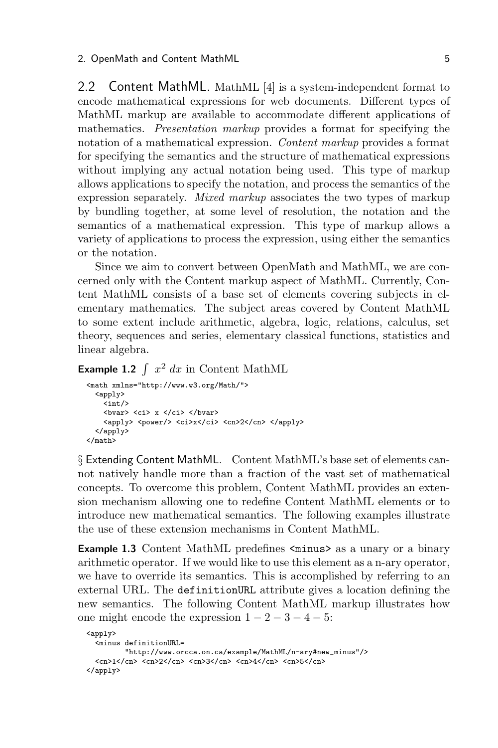## 2.2 Content MathML.

MathML [4] is a system-independent format to encode mathematical expressions for web documents. Different types of MathML markup are available to accommodate different applications of mathematics. *Presentation markup* provides a format for specifying the notation of a mathematical expression. *Content markup* provides a format for specifying the semantics and the structure of mathematical expressions without implying any actual notation being used. This type of markup allows applications to specify the notation, and process the semantics of the expression separately. *Mixed markup* associates the two types of markup by bundling together, at some level of resolution, the notation and the semantics of a mathematical expression. This type of markup allows a variety of applications to process the expression, using either the semantics or the notation.

Since we aim to convert between OpenMath and MathML, we are concerned only with the Content markup aspect of MathML. Currently, Content MathML consists of a base set of elements covering subjects in elementary mathematics. The subject areas covered by Content MathML to some extent include arithmetic, algebra, logic, relations, calculus, set theory, sequences and series, elementary classical functions, statistics and linear algebra.

**Example 1.2** $\int x^2 \, dx$ in Content MathML

```
<math xmlns="http://www.w3.org/Math/">
  <apply>
    <int/>
    <bvar> <ci> x </ci> </bvar>
    <apply> <power/> <ci>x</ci> <cn>2</cn> </apply>
  </apply>
</math>
```

§ Extending Content MathML. Content MathML's base set of elements cannot natively handle more than a fraction of the vast set of mathematical concepts. To overcome this problem, Content MathML provides an extension mechanism allowing one to redefine Content MathML elements or to introduce new mathematical semantics. The following examples illustrate the use of these extension mechanisms in Content MathML.

**Example 1.3** Content MathML predefines `<minus>` as a unary or a binary arithmetic operator. If we would like to use this element as a n-ary operator, we have to override its semantics. This is accomplished by referring to an external URL. The `definitionURL` attribute gives a location defining the new semantics. The following Content MathML markup illustrates how one might encode the expression $1 - 2 - 3 - 4 - 5$:

```
<apply>
  <minus definitionURL=
         "http://www.orcca.on.ca/example/MathML/n-ary#new_minus"/>
  <cn>1</cn> <cn>2</cn> <cn>3</cn> <cn>4</cn> <cn>5</cn>
</apply>
```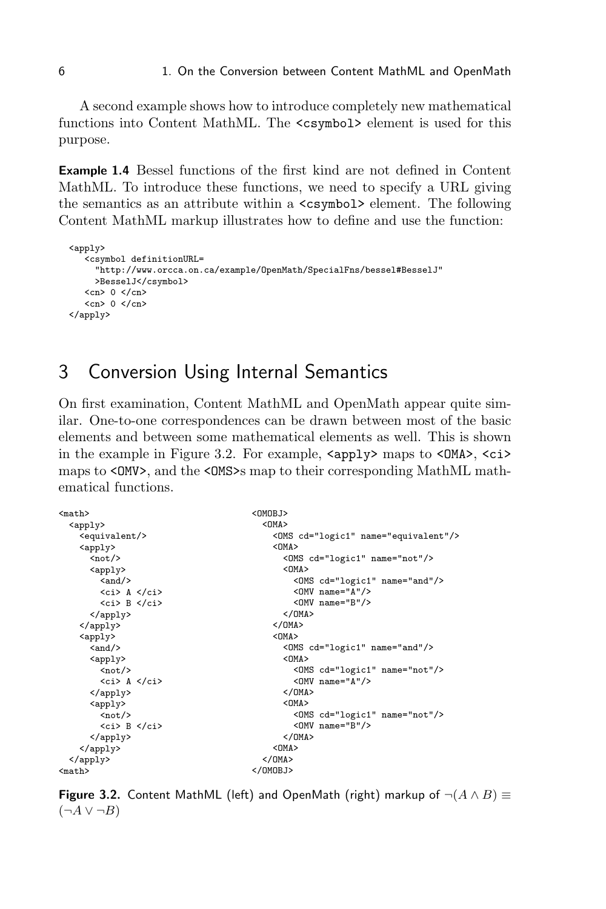A second example shows how to introduce completely new mathematical functions into Content MathML. The `<csymbol>` element is used for this purpose.

**Example 1.4** Bessel functions of the first kind are not defined in Content MathML. To introduce these functions, we need to specify a URL giving the semantics as an attribute within a `<csymbol>` element. The following Content MathML markup illustrates how to define and use the function:

```
<apply>
   <csymbol definitionURL=
     "http://www.orcca.on.ca/example/OpenMath/SpecialFns/bessel#BesselJ"
     >BesselJ</csymbol>
   <cn> 0 </cn>
   <cn> 0 </cn>
</apply>
```

# 3 Conversion Using Internal Semantics

On first examination, Content MathML and OpenMath appear quite similar. One-to-one correspondences can be drawn between most of the basic elements and between some mathematical elements as well. This is shown in the example in Figure 3.2. For example, `<apply>` maps to `<OMA>`, `<ci>` maps to `<OMV>`, and the `<OMS>`s map to their corresponding MathML mathematical functions.

```
<math>
  <apply>
    <equivalent/>
    <apply>
      <not/>
      <apply>
        <and/>
        <ci> A </ci>
        <ci> B </ci>
      </apply>
    </apply>
    <apply>
      <and/>
      <apply>
        <not/>
        <ci> A </ci>
      </apply>
      <apply>
        <not/>
        <ci> B </ci>
      </apply>
    </apply>
  </apply>
<math>
```

```
<OMOBJ>
  <OMA>
    <OMS cd="logic1" name="equivalent"/>
    <OMA>
      <OMS cd="logic1" name="not"/>
      <OMA>
        <OMS cd="logic1" name="and"/>
        <OMV name="A"/>
        <OMV name="B"/>
      </OMA>
    </OMA>
    <OMA>
      <OMS cd="logic1" name="and"/>
      <OMA>
        <OMS cd="logic1" name="not"/>
        <OMV name="A"/>
      </OMA>
      <OMA>
        <OMS cd="logic1" name="not"/>
        <OMV name="B"/>
      </OMA>
    <OMA>
  </OMA>
</OMOBJ>
```

**Figure 3.2.** Content MathML (left) and OpenMath (right) markup of $\neg(A \wedge B) \equiv (\neg A \vee \neg B)$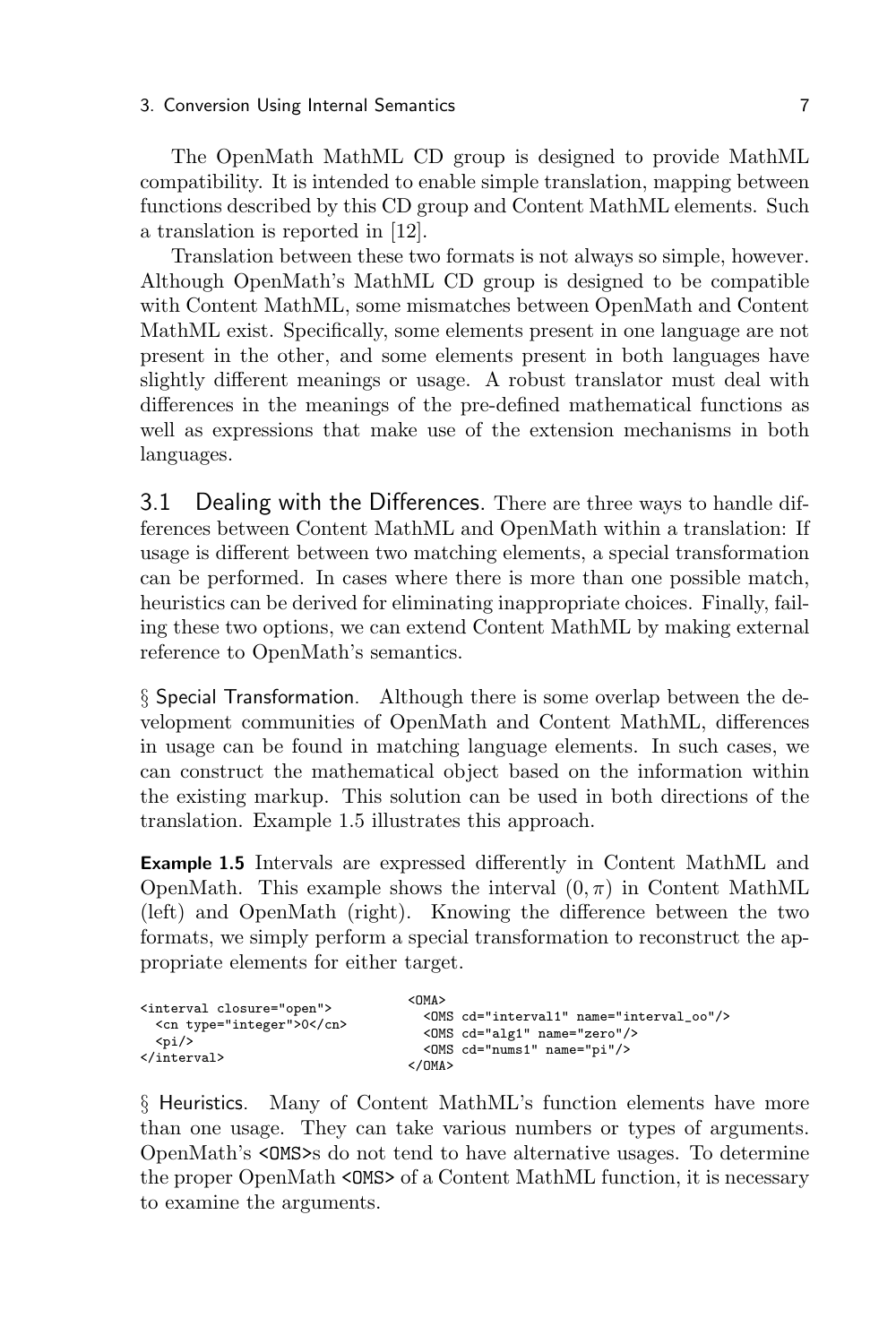The OpenMath MathML CD group is designed to provide MathML compatibility. It is intended to enable simple translation, mapping between functions described by this CD group and Content MathML elements. Such a translation is reported in [12].

Translation between these two formats is not always so simple, however. Although OpenMath's MathML CD group is designed to be compatible with Content MathML, some mismatches between OpenMath and Content MathML exist. Specifically, some elements present in one language are not present in the other, and some elements present in both languages have slightly different meanings or usage. A robust translator must deal with differences in the meanings of the pre-defined mathematical functions as well as expressions that make use of the extension mechanisms in both languages.

## 3.1 Dealing with the Differences.

There are three ways to handle differences between Content MathML and OpenMath within a translation: If usage is different between two matching elements, a special transformation can be performed. In cases where there is more than one possible match, heuristics can be derived for eliminating inappropriate choices. Finally, failing these two options, we can extend Content MathML by making external reference to OpenMath's semantics.

§ Special Transformation. Although there is some overlap between the development communities of OpenMath and Content MathML, differences in usage can be found in matching language elements. In such cases, we can construct the mathematical object based on the information within the existing markup. This solution can be used in both directions of the translation. Example 1.5 illustrates this approach.

**Example 1.5** Intervals are expressed differently in Content MathML and OpenMath. This example shows the interval $(0, \pi)$ in Content MathML (left) and OpenMath (right). Knowing the difference between the two formats, we simply perform a special transformation to reconstruct the appropriate elements for either target.

```
<interval closure="open">
  <cn type="integer">0</cn>
  <pi/>
</interval>
```

```
<OMA>
  <OMS cd="interval1" name="interval_oo"/>
  <OMS cd="alg1" name="zero"/>
  <OMS cd="nums1" name="pi"/>
</OMA>
```

§ Heuristics. Many of Content MathML's function elements have more than one usage. They can take various numbers or types of arguments. OpenMath's `<OMS>`s do not tend to have alternative usages. To determine the proper OpenMath `<OMS>` of a Content MathML function, it is necessary to examine the arguments.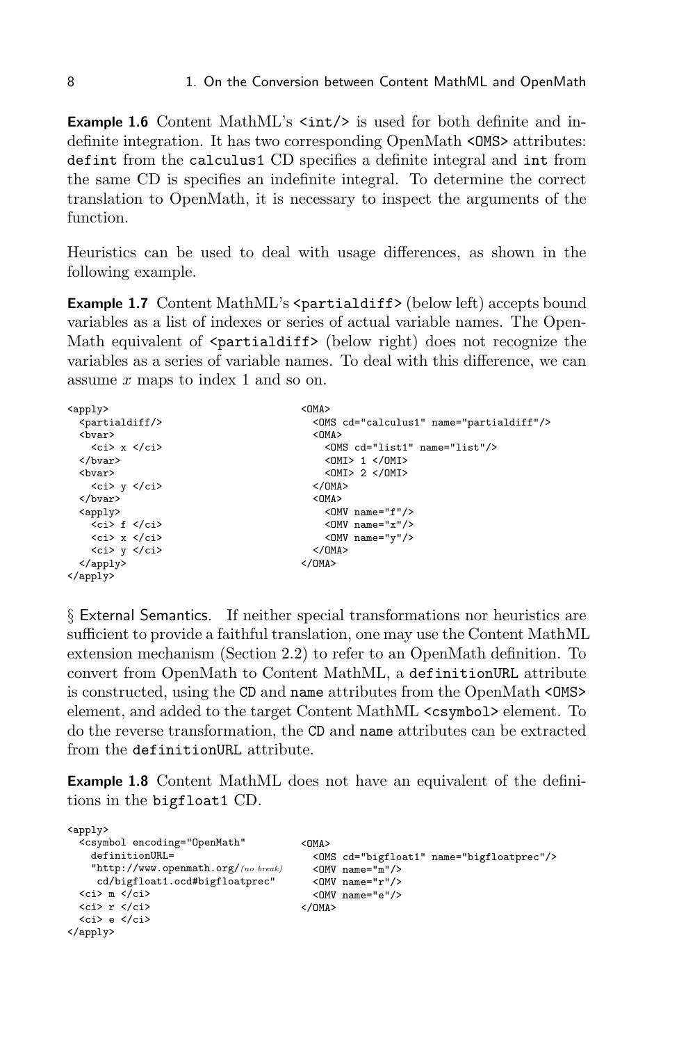**Example 1.6** Content MathML's `<int/>` is used for both definite and indefinite integration. It has two corresponding OpenMath `<OMS>` attributes: `defint` from the `calculus1` CD specifies a definite integral and `int` from the same CD is specifies an indefinite integral. To determine the correct translation to OpenMath, it is necessary to inspect the arguments of the function.

Heuristics can be used to deal with usage differences, as shown in the following example.

**Example 1.7** Content MathML's `<partialdiff>` (below left) accepts bound variables as a list of indexes or series of actual variable names. The OpenMath equivalent of `<partialdiff>` (below right) does not recognize the variables as a series of variable names. To deal with this difference, we can assume $x$ maps to index 1 and so on.

```
<apply>
  <partialdiff/>
  <bvar>
    <ci> x </ci>
  </bvar>
  <bvar>
    <ci> y </ci>
  </bvar>
  <apply>
    <ci> f </ci>
    <ci> x </ci>
    <ci> y </ci>
  </apply>
</apply>
```

```
<OMA>
  <OMS cd="calculus1" name="partialdiff"/>
  <OMA>
    <OMS cd="list1" name="list"/>
    <OMI> 1 </OMI>
    <OMI> 2 </OMI>
  </OMA>
  <OMA>
    <OMV name="f"/>
    <OMV name="x"/>
    <OMV name="y"/>
  </OMA>
</OMA>
```

§ External Semantics. If neither special transformations nor heuristics are sufficient to provide a faithful translation, one may use the Content MathML extension mechanism (Section 2.2) to refer to an OpenMath definition. To convert from OpenMath to Content MathML, a `definitionURL` attribute is constructed, using the `CD` and `name` attributes from the OpenMath `<OMS>` element, and added to the target Content MathML `<csymbol>` element. To do the reverse transformation, the `CD` and `name` attributes can be extracted from the `definitionURL` attribute.

**Example 1.8** Content MathML does not have an equivalent of the definitions in the `bigfloat1` CD.

```
<apply>
  <csymbol encoding="OpenMath"
    definitionURL=
    "http://www.openmath.org/(no break)
     cd/bigfloat1.ocd#bigfloatprec"
  <ci> m </ci>
  <ci> r </ci>
  <ci> e </ci>
</apply>
```

```
<OMA>
  <OMS cd="bigfloat1" name="bigfloatprec"/>
  <OMV name="m"/>
  <OMV name="r"/>
  <OMV name="e"/>
</OMA>
```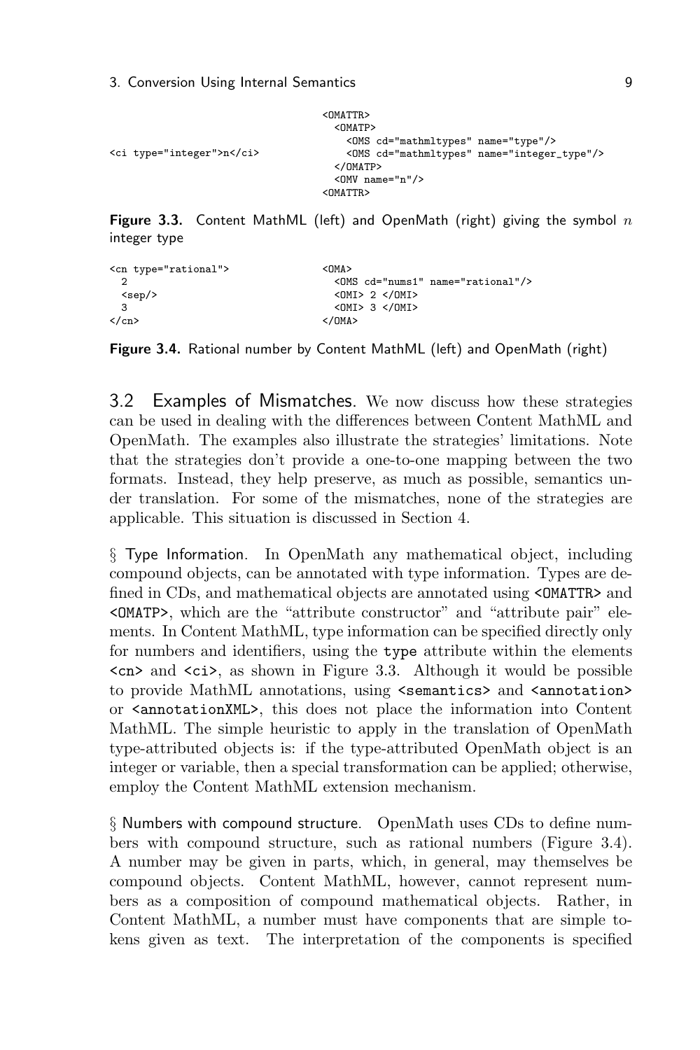```
                                <OMATTR>
                                  <OMATP>
                                    <OMS cd="mathmltypes" name="type"/>
<ci type="integer">n</ci>           <OMS cd="mathmltypes" name="integer_type"/>
                                  </OMATP>
                                  <OMV name="n"/>
                                <OMATTR>
```

**Figure 3.3.** Content MathML (left) and OpenMath (right) giving the symbol $n$ integer type

```
<cn type="rational">            <OMA>
  2                               <OMS cd="nums1" name="rational"/>
  <sep/>                          <OMI> 2 </OMI>
  3                               <OMI> 3 </OMI>
</cn>                           </OMA>
```

**Figure 3.4.** Rational number by Content MathML (left) and OpenMath (right)

## 3.2 Examples of Mismatches.

We now discuss how these strategies can be used in dealing with the differences between Content MathML and OpenMath. The examples also illustrate the strategies' limitations. Note that the strategies don't provide a one-to-one mapping between the two formats. Instead, they help preserve, as much as possible, semantics under translation. For some of the mismatches, none of the strategies are applicable. This situation is discussed in Section 4.

§ Type Information. In OpenMath any mathematical object, including compound objects, can be annotated with type information. Types are defined in CDs, and mathematical objects are annotated using `<OMATTR>` and `<OMATP>`, which are the "attribute constructor" and "attribute pair" elements. In Content MathML, type information can be specified directly only for numbers and identifiers, using the `type` attribute within the elements `<cn>` and `<ci>`, as shown in Figure 3.3. Although it would be possible to provide MathML annotations, using `<semantics>` and `<annotation>` or `<annotationXML>`, this does not place the information into Content MathML. The simple heuristic to apply in the translation of OpenMath type-attributed objects is: if the type-attributed OpenMath object is an integer or variable, then a special transformation can be applied; otherwise, employ the Content MathML extension mechanism.

§ Numbers with compound structure. OpenMath uses CDs to define numbers with compound structure, such as rational numbers (Figure 3.4). A number may be given in parts, which, in general, may themselves be compound objects. Content MathML, however, cannot represent numbers as a composition of compound mathematical objects. Rather, in Content MathML, a number must have components that are simple tokens given as text. The interpretation of the components is specified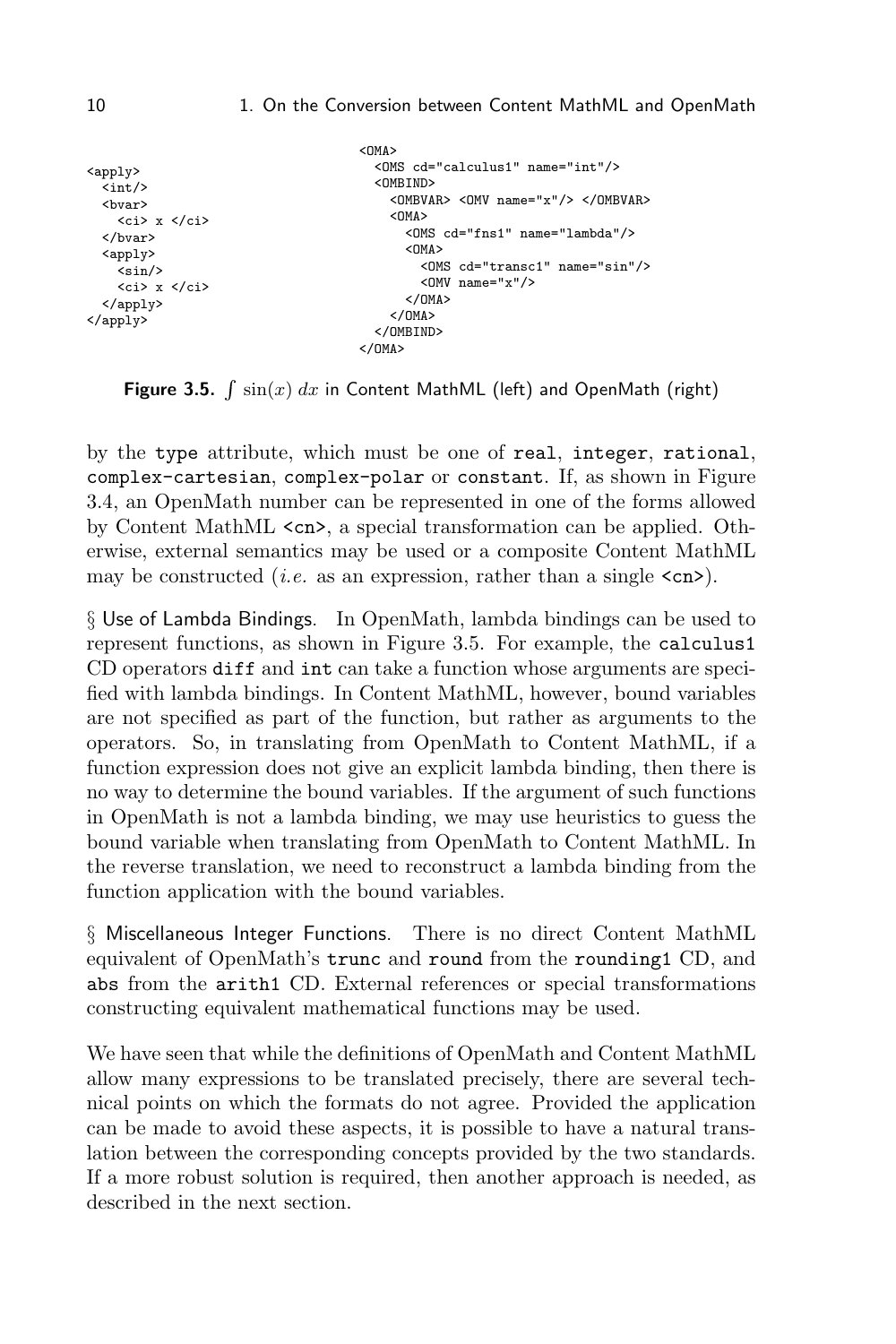```xml
<apply>
  <int/>
  <bvar>
    <ci> x </ci>
  </bvar>
  <apply>
    <sin/>
    <ci> x </ci>
  </apply>
</apply>
```

```xml
<OMA>
  <OMS cd="calculus1" name="int"/>
  <OMBIND>
    <OMBVAR> <OMV name="x"/> </OMBVAR>
    <OMA>
      <OMS cd="fns1" name="lambda"/>
      <OMA>
        <OMS cd="transc1" name="sin"/>
        <OMV name="x"/>
      </OMA>
    </OMA>
  </OMBIND>
</OMA>
```

**Figure 3.5.** $\int \sin(x)\ dx$ in Content MathML (left) and OpenMath (right)

by the `type` attribute, which must be one of `real`, `integer`, `rational`, `complex-cartesian`, `complex-polar` or `constant`. If, as shown in Figure 3.4, an OpenMath number can be represented in one of the forms allowed by Content MathML `<cn>`, a special transformation can be applied. Otherwise, external semantics may be used or a composite Content MathML may be constructed (*i.e.* as an expression, rather than a single `<cn>`).

§ Use of Lambda Bindings. In OpenMath, lambda bindings can be used to represent functions, as shown in Figure 3.5. For example, the `calculus1` CD operators `diff` and `int` can take a function whose arguments are specified with lambda bindings. In Content MathML, however, bound variables are not specified as part of the function, but rather as arguments to the operators. So, in translating from OpenMath to Content MathML, if a function expression does not give an explicit lambda binding, then there is no way to determine the bound variables. If the argument of such functions in OpenMath is not a lambda binding, we may use heuristics to guess the bound variable when translating from OpenMath to Content MathML. In the reverse translation, we need to reconstruct a lambda binding from the function application with the bound variables.

§ Miscellaneous Integer Functions. There is no direct Content MathML equivalent of OpenMath's `trunc` and `round` from the `rounding1` CD, and `abs` from the `arith1` CD. External references or special transformations constructing equivalent mathematical functions may be used.

We have seen that while the definitions of OpenMath and Content MathML allow many expressions to be translated precisely, there are several technical points on which the formats do not agree. Provided the application can be made to avoid these aspects, it is possible to have a natural translation between the corresponding concepts provided by the two standards. If a more robust solution is required, then another approach is needed, as described in the next section.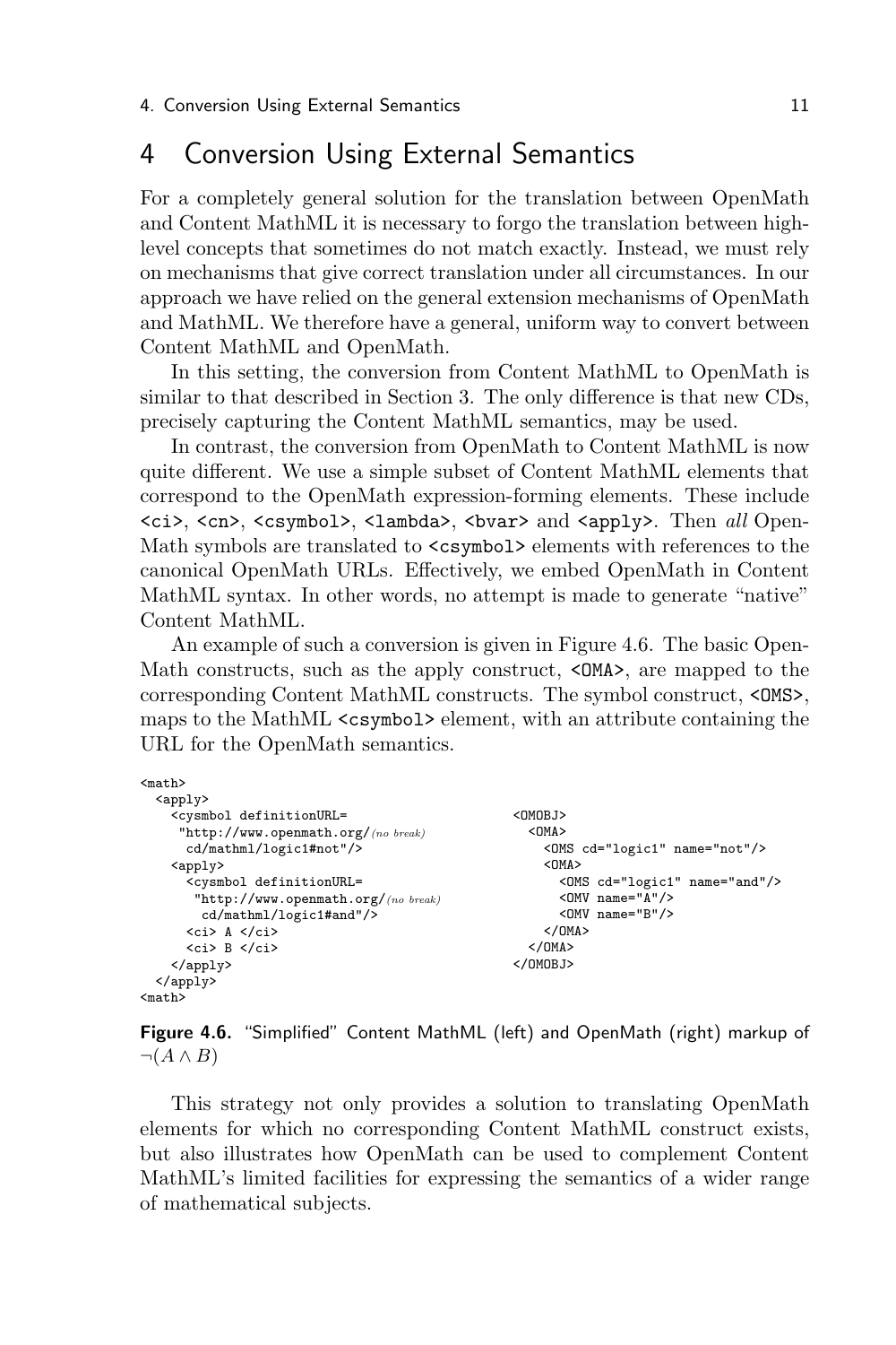# 4 Conversion Using External Semantics

For a completely general solution for the translation between OpenMath and Content MathML it is necessary to forgo the translation between high-level concepts that sometimes do not match exactly. Instead, we must rely on mechanisms that give correct translation under all circumstances. In our approach we have relied on the general extension mechanisms of OpenMath and MathML. We therefore have a general, uniform way to convert between Content MathML and OpenMath.

In this setting, the conversion from Content MathML to OpenMath is similar to that described in Section 3. The only difference is that new CDs, precisely capturing the Content MathML semantics, may be used.

In contrast, the conversion from OpenMath to Content MathML is now quite different. We use a simple subset of Content MathML elements that correspond to the OpenMath expression-forming elements. These include `<ci>`, `<cn>`, `<csymbol>`, `<lambda>`, `<bvar>` and `<apply>`. Then *all* OpenMath symbols are translated to `<csymbol>` elements with references to the canonical OpenMath URLs. Effectively, we embed OpenMath in Content MathML syntax. In other words, no attempt is made to generate "native" Content MathML.

An example of such a conversion is given in Figure 4.6. The basic OpenMath constructs, such as the apply construct, `<OMA>`, are mapped to the corresponding Content MathML constructs. The symbol construct, `<OMS>`, maps to the MathML `<csymbol>` element, with an attribute containing the URL for the OpenMath semantics.

```
<math>
  <apply>
    <cysmbol definitionURL=
     "http://www.openmath.org/(no break)
      cd/mathml/logic1#not"/>
    <apply>
      <cysmbol definitionURL=
       "http://www.openmath.org/(no break)
        cd/mathml/logic1#and"/>
      <ci> A </ci>
      <ci> B </ci>
    </apply>
  </apply>
<math>
```

```
<OMOBJ>
  <OMA>
    <OMS cd="logic1" name="not"/>
    <OMA>
      <OMS cd="logic1" name="and"/>
      <OMV name="A"/>
      <OMV name="B"/>
    </OMA>
  </OMA>
</OMOBJ>
```

**Figure 4.6.** "Simplified" Content MathML (left) and OpenMath (right) markup of $\neg(A \wedge B)$

This strategy not only provides a solution to translating OpenMath elements for which no corresponding Content MathML construct exists, but also illustrates how OpenMath can be used to complement Content MathML's limited facilities for expressing the semantics of a wider range of mathematical subjects.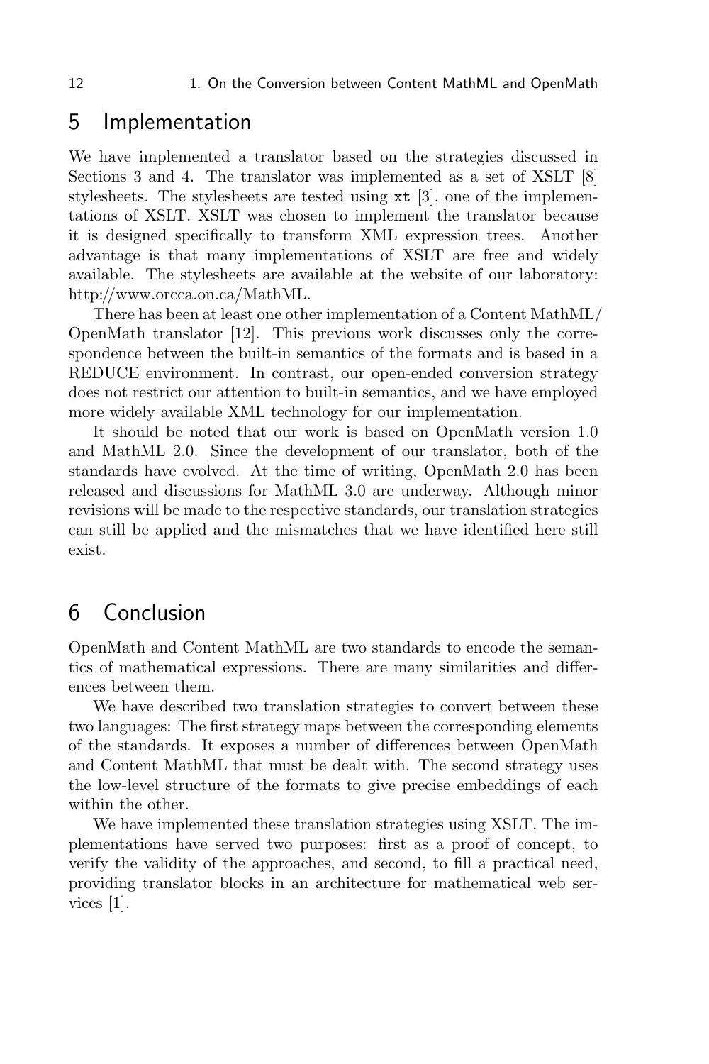## 5 Implementation

We have implemented a translator based on the strategies discussed in Sections 3 and 4. The translator was implemented as a set of XSLT [8] stylesheets. The stylesheets are tested using `xt` [3], one of the implementations of XSLT. XSLT was chosen to implement the translator because it is designed specifically to transform XML expression trees. Another advantage is that many implementations of XSLT are free and widely available. The stylesheets are available at the website of our laboratory: http://www.orcca.on.ca/MathML.

There has been at least one other implementation of a Content MathML/OpenMath translator [12]. This previous work discusses only the correspondence between the built-in semantics of the formats and is based in a REDUCE environment. In contrast, our open-ended conversion strategy does not restrict our attention to built-in semantics, and we have employed more widely available XML technology for our implementation.

It should be noted that our work is based on OpenMath version 1.0 and MathML 2.0. Since the development of our translator, both of the standards have evolved. At the time of writing, OpenMath 2.0 has been released and discussions for MathML 3.0 are underway. Although minor revisions will be made to the respective standards, our translation strategies can still be applied and the mismatches that we have identified here still exist.

## 6 Conclusion

OpenMath and Content MathML are two standards to encode the semantics of mathematical expressions. There are many similarities and differences between them.

We have described two translation strategies to convert between these two languages: The first strategy maps between the corresponding elements of the standards. It exposes a number of differences between OpenMath and Content MathML that must be dealt with. The second strategy uses the low-level structure of the formats to give precise embeddings of each within the other.

We have implemented these translation strategies using XSLT. The implementations have served two purposes: first as a proof of concept, to verify the validity of the approaches, and second, to fill a practical need, providing translator blocks in an architecture for mathematical web services [1].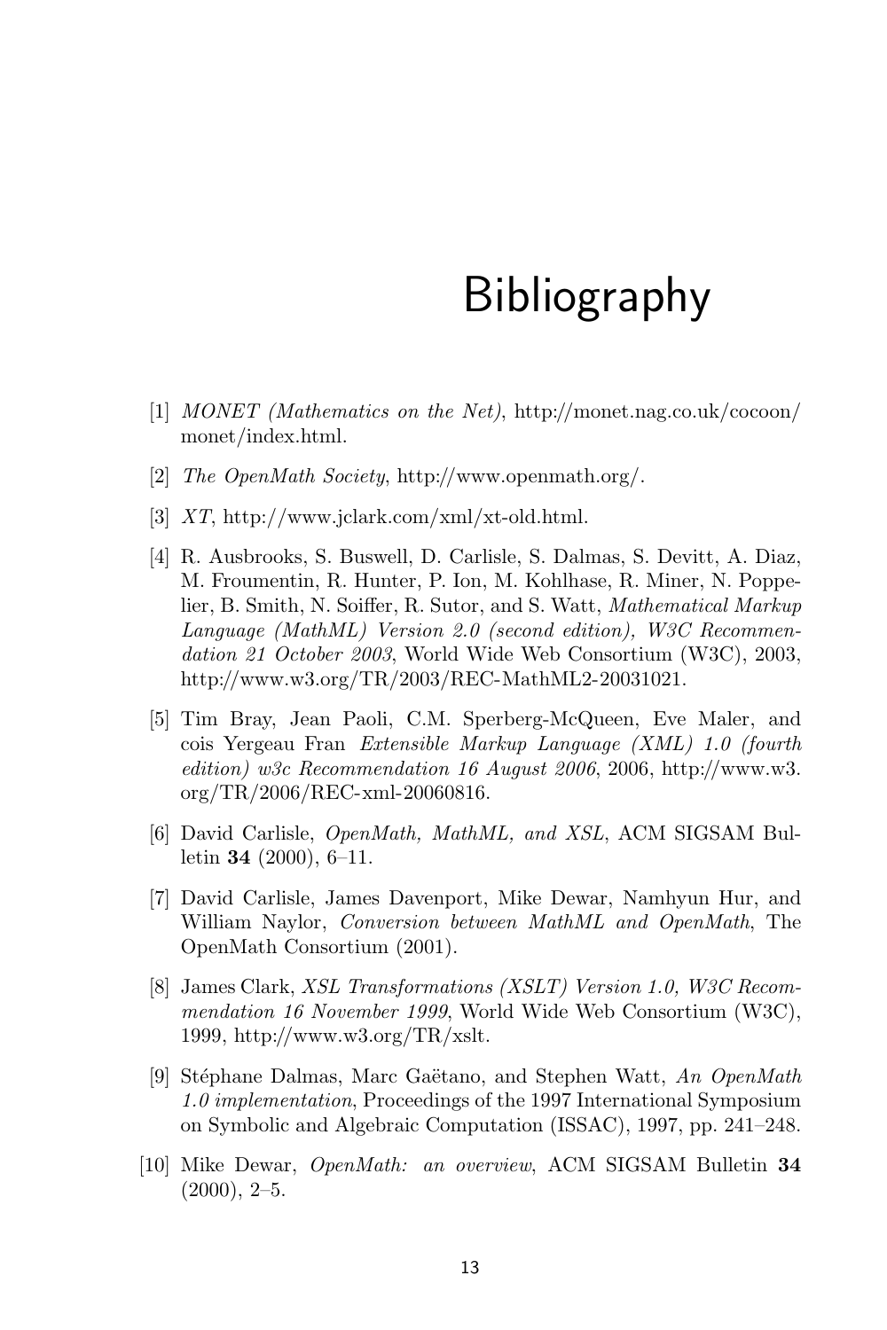# Bibliography

[1] *MONET (Mathematics on the Net)*, http://monet.nag.co.uk/cocoon/monet/index.html.

[2] *The OpenMath Society*, http://www.openmath.org/.

[3] *XT*, http://www.jclark.com/xml/xt-old.html.

[4] R. Ausbrooks, S. Buswell, D. Carlisle, S. Dalmas, S. Devitt, A. Diaz, M. Froumentin, R. Hunter, P. Ion, M. Kohlhase, R. Miner, N. Poppelier, B. Smith, N. Soiffer, R. Sutor, and S. Watt, *Mathematical Markup Language (MathML) Version 2.0 (second edition), W3C Recommendation 21 October 2003*, World Wide Web Consortium (W3C), 2003, http://www.w3.org/TR/2003/REC-MathML2-20031021.

[5] Tim Bray, Jean Paoli, C.M. Sperberg-McQueen, Eve Maler, and cois Yergeau Fran *Extensible Markup Language (XML) 1.0 (fourth edition) w3c Recommendation 16 August 2006*, 2006, http://www.w3.org/TR/2006/REC-xml-20060816.

[6] David Carlisle, *OpenMath, MathML, and XSL*, ACM SIGSAM Bulletin **34** (2000), 6–11.

[7] David Carlisle, James Davenport, Mike Dewar, Namhyun Hur, and William Naylor, *Conversion between MathML and OpenMath*, The OpenMath Consortium (2001).

[8] James Clark, *XSL Transformations (XSLT) Version 1.0, W3C Recommendation 16 November 1999*, World Wide Web Consortium (W3C), 1999, http://www.w3.org/TR/xslt.

[9] Stéphane Dalmas, Marc Gaëtano, and Stephen Watt, *An OpenMath 1.0 implementation*, Proceedings of the 1997 International Symposium on Symbolic and Algebraic Computation (ISSAC), 1997, pp. 241–248.

[10] Mike Dewar, *OpenMath: an overview*, ACM SIGSAM Bulletin **34** (2000), 2–5.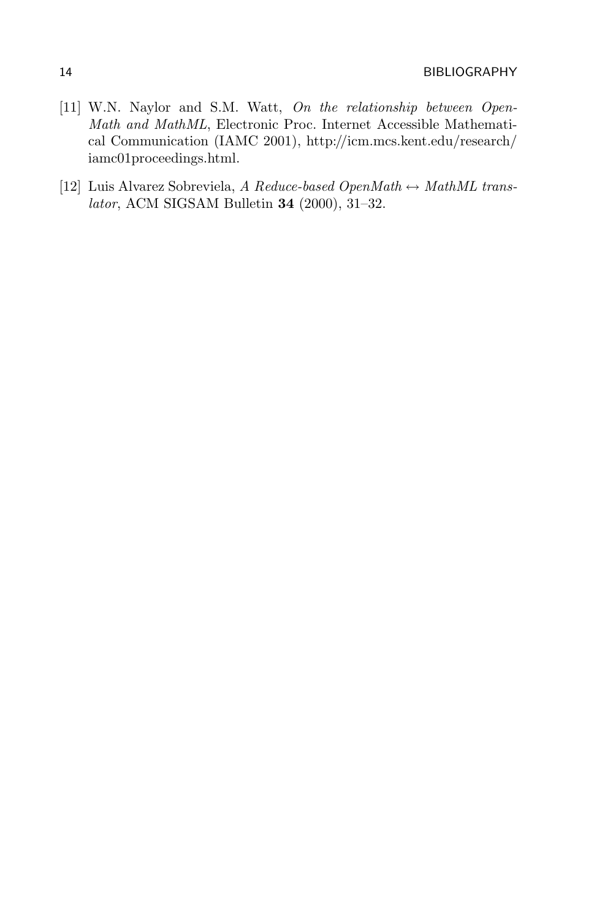[11] W.N. Naylor and S.M. Watt, *On the relationship between OpenMath and MathML*, Electronic Proc. Internet Accessible Mathematical Communication (IAMC 2001), http://icm.mcs.kent.edu/research/iamc01proceedings.html.

[12] Luis Alvarez Sobreviela, *A Reduce-based OpenMath ↔ MathML translator*, ACM SIGSAM Bulletin **34** (2000), 31–32.